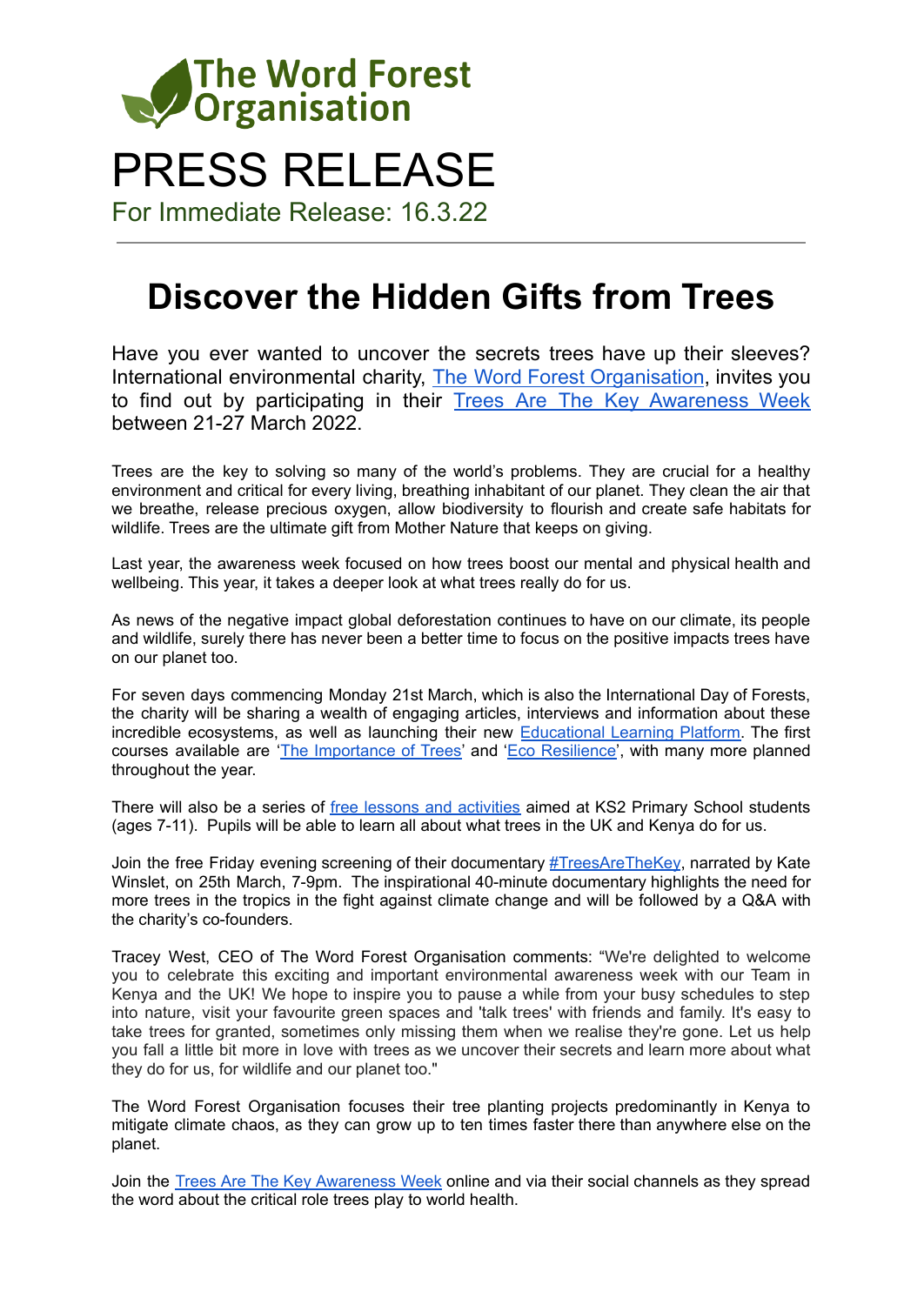The Word Forest Organisation

# PRESS RELEASE

For Immediate Release: 16.3.22

---

## Discover the Hidden Gifts from Trees

Have you ever wanted to uncover the secrets trees have up their sleeves? International environmental charity, The Word Forest Organisation, invites you to find out by participating in their Trees Are The Key Awareness Week between 21-27 March 2022.

Trees are the key to solving so many of the world's problems. They are crucial for a healthy environment and critical for every living, breathing inhabitant of our planet. They clean the air that we breathe, release precious oxygen, allow biodiversity to flourish and create safe habitats for wildlife. Trees are the ultimate gift from Mother Nature that keeps on giving.

Last year, the awareness week focused on how trees boost our mental and physical health and wellbeing. This year, it takes a deeper look at what trees really do for us.

As news of the negative impact global deforestation continues to have on our climate, its people and wildlife, surely there has never been a better time to focus on the positive impacts trees have on our planet too.

For seven days commencing Monday 21st March, which is also the International Day of Forests, the charity will be sharing a wealth of engaging articles, interviews and information about these incredible ecosystems, as well as launching their new Educational Learning Platform. The first courses available are 'The Importance of Trees' and 'Eco Resilience', with many more planned throughout the year.

There will also be a series of free lessons and activities aimed at KS2 Primary School students (ages 7-11). Pupils will be able to learn all about what trees in the UK and Kenya do for us.

Join the free Friday evening screening of their documentary #TreesAreTheKey, narrated by Kate Winslet, on 25th March, 7-9pm. The inspirational 40-minute documentary highlights the need for more trees in the tropics in the fight against climate change and will be followed by a Q&A with the charity's co-founders.

Tracey West, CEO of The Word Forest Organisation comments: "We're delighted to welcome you to celebrate this exciting and important environmental awareness week with our Team in Kenya and the UK! We hope to inspire you to pause a while from your busy schedules to step into nature, visit your favourite green spaces and 'talk trees' with friends and family. It's easy to take trees for granted, sometimes only missing them when we realise they're gone. Let us help you fall a little bit more in love with trees as we uncover their secrets and learn more about what they do for us, for wildlife and our planet too."

The Word Forest Organisation focuses their tree planting projects predominantly in Kenya to mitigate climate chaos, as they can grow up to ten times faster there than anywhere else on the planet.

Join the Trees Are The Key Awareness Week online and via their social channels as they spread the word about the critical role trees play to world health.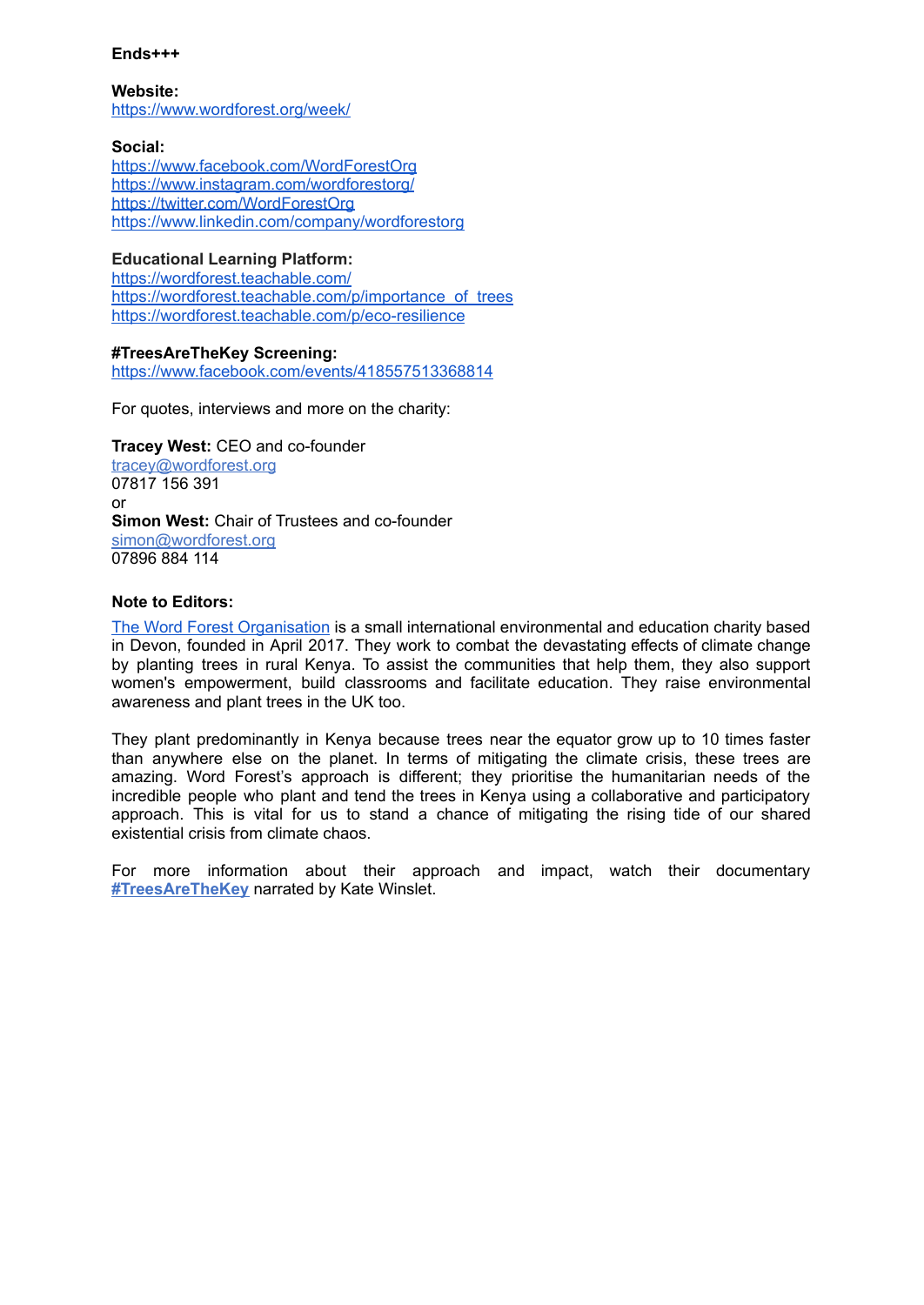**Ends+++**

**Website:**
https://www.wordforest.org/week/

**Social:**
https://www.facebook.com/WordForestOrg
https://www.instagram.com/wordforestorg/
https://twitter.com/WordForestOrg
https://www.linkedin.com/company/wordforestorg

**Educational Learning Platform:**
https://wordforest.teachable.com/
https://wordforest.teachable.com/p/importance_of_trees
https://wordforest.teachable.com/p/eco-resilience

**#TreesAreTheKey Screening:**
https://www.facebook.com/events/418557513368814

For quotes, interviews and more on the charity:

**Tracey West:** CEO and co-founder
tracey@wordforest.org
07817 156 391
or
**Simon West:** Chair of Trustees and co-founder
simon@wordforest.org
07896 884 114

**Note to Editors:**

The Word Forest Organisation is a small international environmental and education charity based in Devon, founded in April 2017. They work to combat the devastating effects of climate change by planting trees in rural Kenya. To assist the communities that help them, they also support women's empowerment, build classrooms and facilitate education. They raise environmental awareness and plant trees in the UK too.

They plant predominantly in Kenya because trees near the equator grow up to 10 times faster than anywhere else on the planet. In terms of mitigating the climate crisis, these trees are amazing. Word Forest's approach is different; they prioritise the humanitarian needs of the incredible people who plant and tend the trees in Kenya using a collaborative and participatory approach. This is vital for us to stand a chance of mitigating the rising tide of our shared existential crisis from climate chaos.

For more information about their approach and impact, watch their documentary **#TreesAreTheKey** narrated by Kate Winslet.